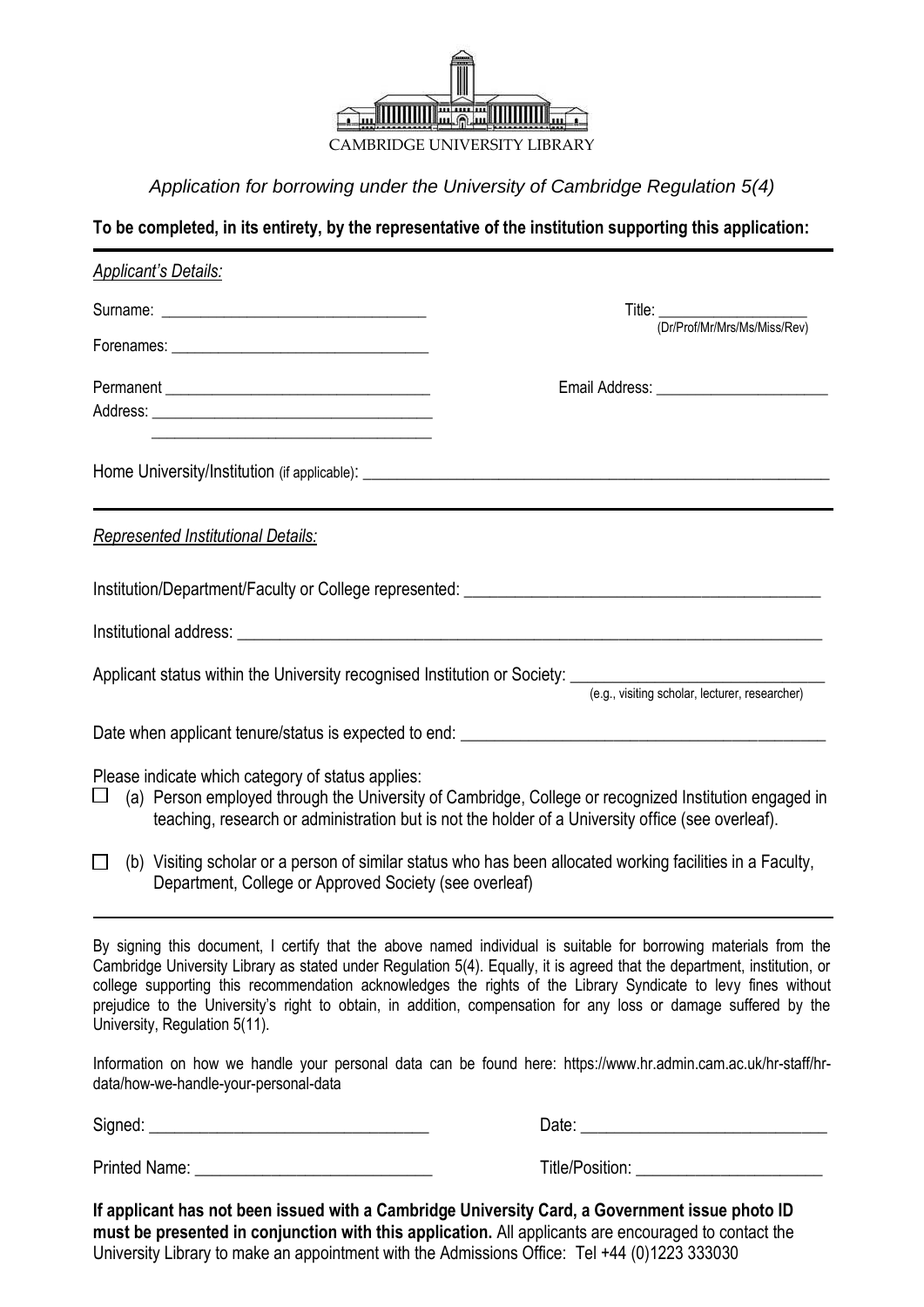CAMBRIDGE UNIVERSITY LIBRARY

*Application for borrowing under the University of Cambridge Regulation 5(4)*

**To be completed, in its entirety, by the representative of the institution supporting this application:**

---

*Applicant's Details:*

Surname: ________________________________ Title: ____________________
(Dr/Prof/Mr/Mrs/Ms/Miss/Rev)

Forenames: ________________________________

Permanent Address: ________________________________ Email Address: ______________________

________________________________

Home University/Institution (if applicable): ________________________________________________

---

*Represented Institutional Details:*

Institution/Department/Faculty or College represented: ________________________________________

Institutional address: ________________________________________________________________

Applicant status within the University recognised Institution or Society: ______________________________
(e.g., visiting scholar, lecturer, researcher)

Date when applicant tenure/status is expected to end: ________________________________________

Please indicate which category of status applies:

☐ (a) Person employed through the University of Cambridge, College or recognized Institution engaged in teaching, research or administration but is not the holder of a University office (see overleaf).

☐ (b) Visiting scholar or a person of similar status who has been allocated working facilities in a Faculty, Department, College or Approved Society (see overleaf)

---

By signing this document, I certify that the above named individual is suitable for borrowing materials from the Cambridge University Library as stated under Regulation 5(4). Equally, it is agreed that the department, institution, or college supporting this recommendation acknowledges the rights of the Library Syndicate to levy fines without prejudice to the University's right to obtain, in addition, compensation for any loss or damage suffered by the University, Regulation 5(11).

Information on how we handle your personal data can be found here: https://www.hr.admin.cam.ac.uk/hr-staff/hr-data/how-we-handle-your-personal-data

Signed: ________________________________ Date: ____________________________

Printed Name: ____________________________ Title/Position: ______________________

**If applicant has not been issued with a Cambridge University Card, a Government issue photo ID must be presented in conjunction with this application.** All applicants are encouraged to contact the University Library to make an appointment with the Admissions Office: Tel +44 (0)1223 333030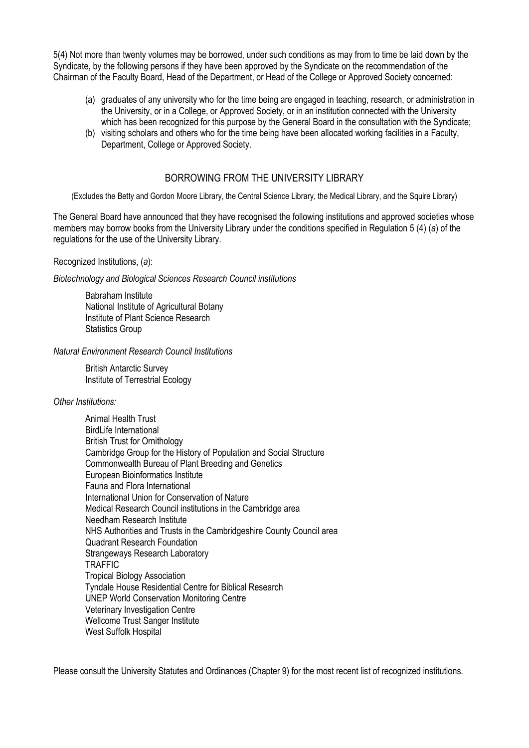5(4) Not more than twenty volumes may be borrowed, under such conditions as may from to time be laid down by the Syndicate, by the following persons if they have been approved by the Syndicate on the recommendation of the Chairman of the Faculty Board, Head of the Department, or Head of the College or Approved Society concerned:

(a) graduates of any university who for the time being are engaged in teaching, research, or administration in the University, or in a College, or Approved Society, or in an institution connected with the University which has been recognized for this purpose by the General Board in the consultation with the Syndicate;

(b) visiting scholars and others who for the time being have been allocated working facilities in a Faculty, Department, College or Approved Society.

## BORROWING FROM THE UNIVERSITY LIBRARY

(Excludes the Betty and Gordon Moore Library, the Central Science Library, the Medical Library, and the Squire Library)

The General Board have announced that they have recognised the following institutions and approved societies whose members may borrow books from the University Library under the conditions specified in Regulation 5 (4) (*a*) of the regulations for the use of the University Library.

Recognized Institutions, (*a*):

*Biotechnology and Biological Sciences Research Council institutions*

- Babraham Institute
- National Institute of Agricultural Botany
- Institute of Plant Science Research
- Statistics Group

*Natural Environment Research Council Institutions*

- British Antarctic Survey
- Institute of Terrestrial Ecology

*Other Institutions:*

- Animal Health Trust
- BirdLife International
- British Trust for Ornithology
- Cambridge Group for the History of Population and Social Structure
- Commonwealth Bureau of Plant Breeding and Genetics
- European Bioinformatics Institute
- Fauna and Flora International
- International Union for Conservation of Nature
- Medical Research Council institutions in the Cambridge area
- Needham Research Institute
- NHS Authorities and Trusts in the Cambridgeshire County Council area
- Quadrant Research Foundation
- Strangeways Research Laboratory
- TRAFFIC
- Tropical Biology Association
- Tyndale House Residential Centre for Biblical Research
- UNEP World Conservation Monitoring Centre
- Veterinary Investigation Centre
- Wellcome Trust Sanger Institute
- West Suffolk Hospital

Please consult the University Statutes and Ordinances (Chapter 9) for the most recent list of recognized institutions.